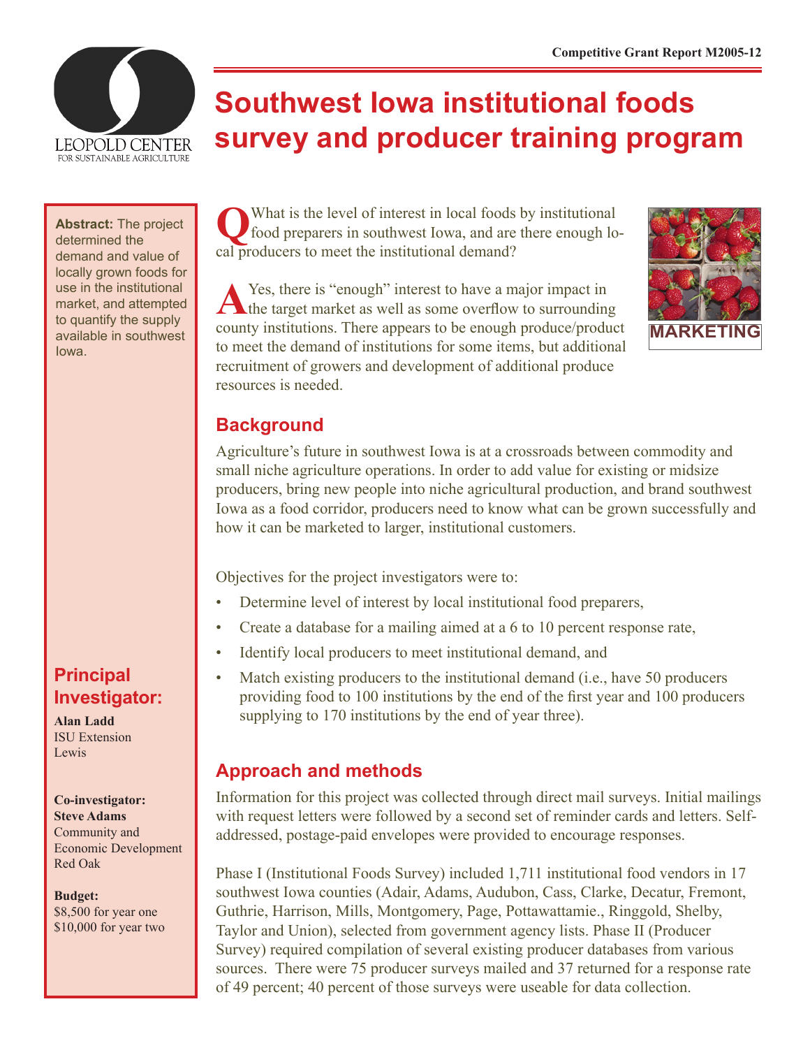Competitive Grant Report M2005-12

# Southwest Iowa institutional foods survey and producer training program

**Abstract:** The project determined the demand and value of locally grown foods for use in the institutional market, and attempted to quantify the supply available in southwest Iowa.

**Q** What is the level of interest in local foods by institutional food preparers in southwest Iowa, and are there enough local producers to meet the institutional demand?

**A** Yes, there is "enough" interest to have a major impact in the target market as well as some overflow to surrounding county institutions. There appears to be enough produce/product to meet the demand of institutions for some items, but additional recruitment of growers and development of additional produce resources is needed.

MARKETING

## Background

Agriculture's future in southwest Iowa is at a crossroads between commodity and small niche agriculture operations. In order to add value for existing or midsize producers, bring new people into niche agricultural production, and brand southwest Iowa as a food corridor, producers need to know what can be grown successfully and how it can be marketed to larger, institutional customers.

Objectives for the project investigators were to:

- Determine level of interest by local institutional food preparers,
- Create a database for a mailing aimed at a 6 to 10 percent response rate,
- Identify local producers to meet institutional demand, and
- Match existing producers to the institutional demand (i.e., have 50 producers providing food to 100 institutions by the end of the first year and 100 producers supplying to 170 institutions by the end of year three).

## Approach and methods

Information for this project was collected through direct mail surveys. Initial mailings with request letters were followed by a second set of reminder cards and letters. Self-addressed, postage-paid envelopes were provided to encourage responses.

Phase I (Institutional Foods Survey) included 1,711 institutional food vendors in 17 southwest Iowa counties (Adair, Adams, Audubon, Cass, Clarke, Decatur, Fremont, Guthrie, Harrison, Mills, Montgomery, Page, Pottawattamie., Ringgold, Shelby, Taylor and Union), selected from government agency lists. Phase II (Producer Survey) required compilation of several existing producer databases from various sources. There were 75 producer surveys mailed and 37 returned for a response rate of 49 percent; 40 percent of those surveys were useable for data collection.

## Principal Investigator:

**Alan Ladd**
ISU Extension
Lewis

**Co-investigator:**
**Steve Adams**
Community and Economic Development
Red Oak

**Budget:**
$8,500 for year one
$10,000 for year two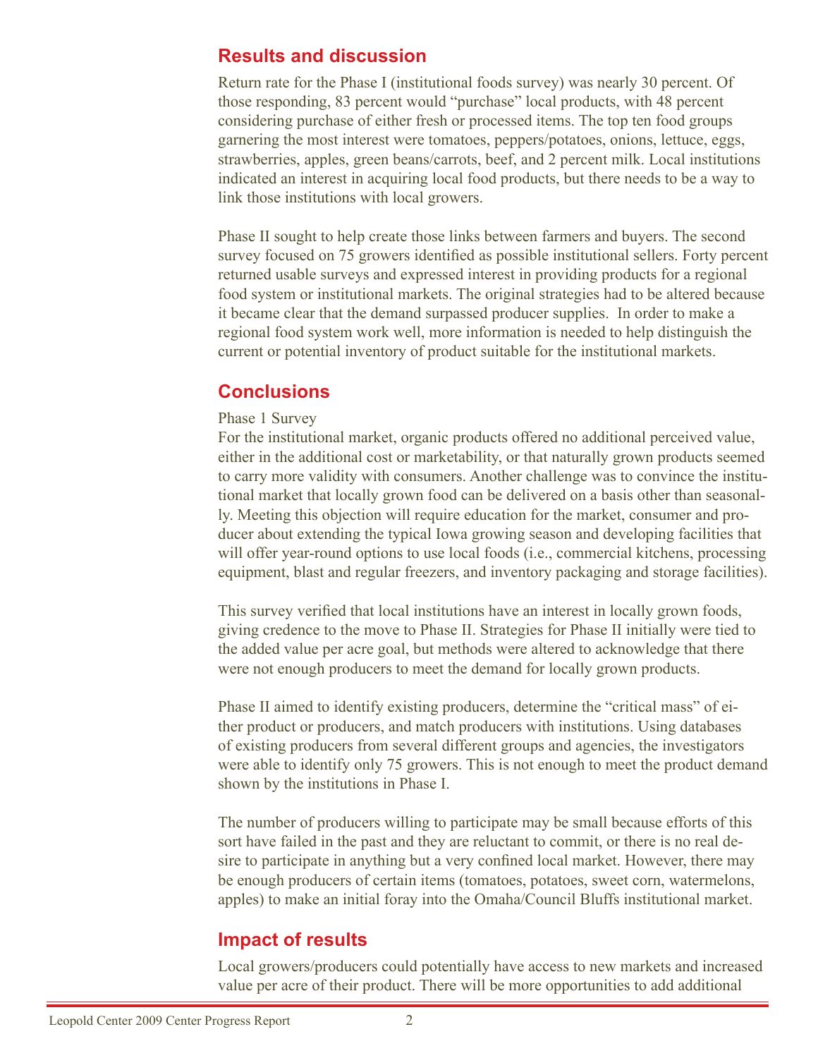## Results and discussion

Return rate for the Phase I (institutional foods survey) was nearly 30 percent. Of those responding, 83 percent would "purchase" local products, with 48 percent considering purchase of either fresh or processed items. The top ten food groups garnering the most interest were tomatoes, peppers/potatoes, onions, lettuce, eggs, strawberries, apples, green beans/carrots, beef, and 2 percent milk. Local institutions indicated an interest in acquiring local food products, but there needs to be a way to link those institutions with local growers.

Phase II sought to help create those links between farmers and buyers. The second survey focused on 75 growers identified as possible institutional sellers. Forty percent returned usable surveys and expressed interest in providing products for a regional food system or institutional markets. The original strategies had to be altered because it became clear that the demand surpassed producer supplies. In order to make a regional food system work well, more information is needed to help distinguish the current or potential inventory of product suitable for the institutional markets.

## Conclusions

Phase 1 Survey

For the institutional market, organic products offered no additional perceived value, either in the additional cost or marketability, or that naturally grown products seemed to carry more validity with consumers. Another challenge was to convince the institutional market that locally grown food can be delivered on a basis other than seasonally. Meeting this objection will require education for the market, consumer and producer about extending the typical Iowa growing season and developing facilities that will offer year-round options to use local foods (i.e., commercial kitchens, processing equipment, blast and regular freezers, and inventory packaging and storage facilities).

This survey verified that local institutions have an interest in locally grown foods, giving credence to the move to Phase II. Strategies for Phase II initially were tied to the added value per acre goal, but methods were altered to acknowledge that there were not enough producers to meet the demand for locally grown products.

Phase II aimed to identify existing producers, determine the "critical mass" of either product or producers, and match producers with institutions. Using databases of existing producers from several different groups and agencies, the investigators were able to identify only 75 growers. This is not enough to meet the product demand shown by the institutions in Phase I.

The number of producers willing to participate may be small because efforts of this sort have failed in the past and they are reluctant to commit, or there is no real desire to participate in anything but a very confined local market. However, there may be enough producers of certain items (tomatoes, potatoes, sweet corn, watermelons, apples) to make an initial foray into the Omaha/Council Bluffs institutional market.

## Impact of results

Local growers/producers could potentially have access to new markets and increased value per acre of their product. There will be more opportunities to add additional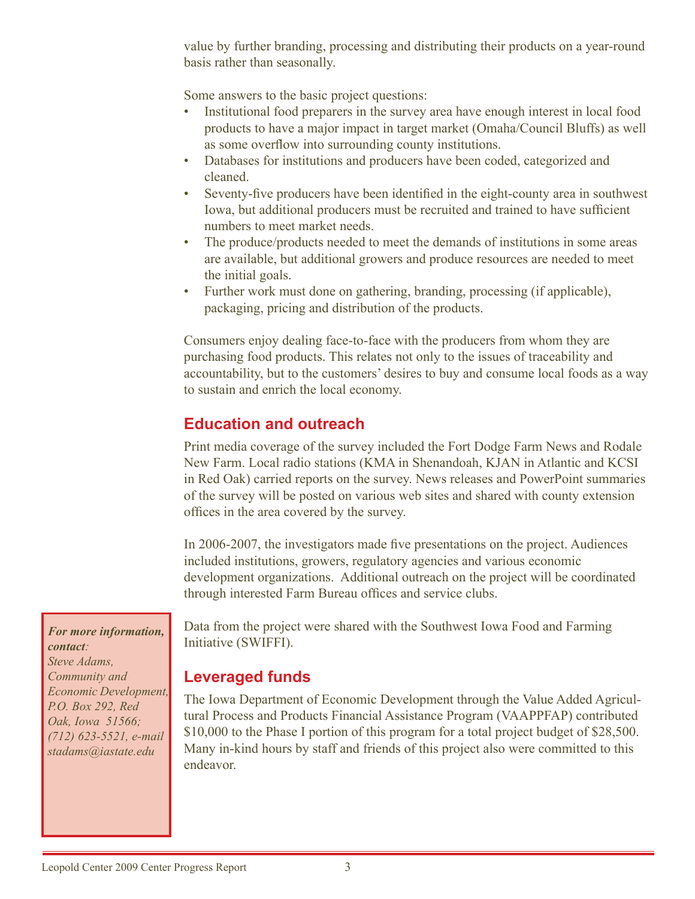value by further branding, processing and distributing their products on a year-round basis rather than seasonally.

Some answers to the basic project questions:

- Institutional food preparers in the survey area have enough interest in local food products to have a major impact in target market (Omaha/Council Bluffs) as well as some overflow into surrounding county institutions.
- Databases for institutions and producers have been coded, categorized and cleaned.
- Seventy-five producers have been identified in the eight-county area in southwest Iowa, but additional producers must be recruited and trained to have sufficient numbers to meet market needs.
- The produce/products needed to meet the demands of institutions in some areas are available, but additional growers and produce resources are needed to meet the initial goals.
- Further work must done on gathering, branding, processing (if applicable), packaging, pricing and distribution of the products.

Consumers enjoy dealing face-to-face with the producers from whom they are purchasing food products. This relates not only to the issues of traceability and accountability, but to the customers' desires to buy and consume local foods as a way to sustain and enrich the local economy.

## Education and outreach

Print media coverage of the survey included the Fort Dodge Farm News and Rodale New Farm. Local radio stations (KMA in Shenandoah, KJAN in Atlantic and KCSI in Red Oak) carried reports on the survey. News releases and PowerPoint summaries of the survey will be posted on various web sites and shared with county extension offices in the area covered by the survey.

In 2006-2007, the investigators made five presentations on the project. Audiences included institutions, growers, regulatory agencies and various economic development organizations. Additional outreach on the project will be coordinated through interested Farm Bureau offices and service clubs.

Data from the project were shared with the Southwest Iowa Food and Farming Initiative (SWIFFI).

## Leveraged funds

The Iowa Department of Economic Development through the Value Added Agricultural Process and Products Financial Assistance Program (VAAPPFAP) contributed $10,000 to the Phase I portion of this program for a total project budget of $28,500. Many in-kind hours by staff and friends of this project also were committed to this endeavor.

***For more information, contact:***
*Steve Adams, Community and Economic Development, P.O. Box 292, Red Oak, Iowa 51566; (712) 623-5521, e-mail stadams@iastate.edu*